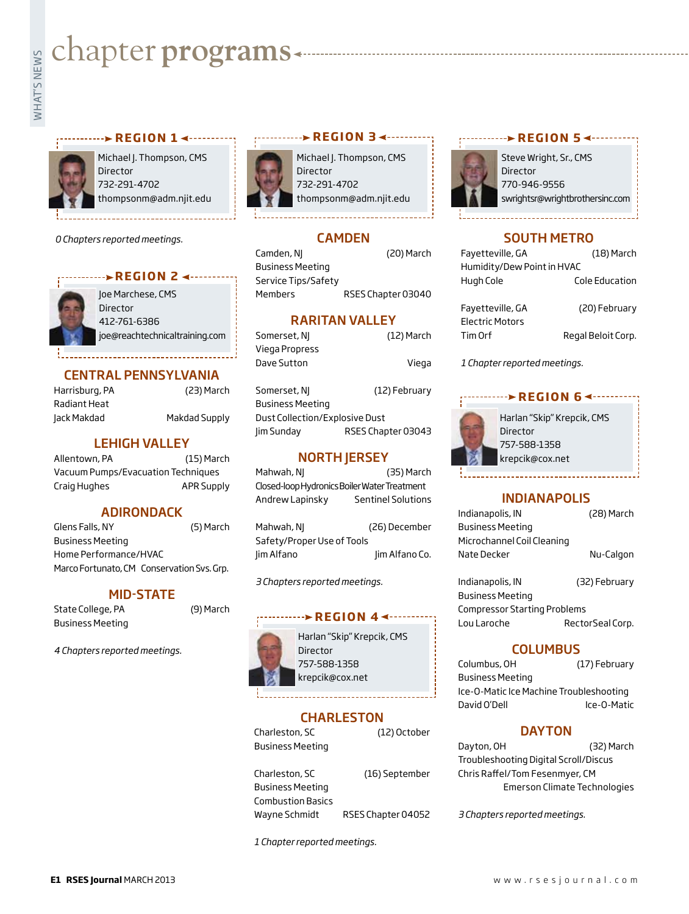# chapter programs

## REGION 1

Michael J. Thompson, CMS
Director
732-291-4702
thompsonm@adm.njit.edu

*0 Chapters reported meetings.*

## REGION 2

Joe Marchese, CMS
Director
412-761-6386
joe@reachtechnicaltraining.com

### CENTRAL PENNSYLVANIA

Harrisburg, PA (23) March
Radiant Heat
Jack Makdad — Makdad Supply

### LEHIGH VALLEY

Allentown, PA (15) March
Vacuum Pumps/Evacuation Techniques
Craig Hughes — APR Supply

### ADIRONDACK

Glens Falls, NY (5) March
Business Meeting
Home Performance/HVAC
Marco Fortunato, CM — Conservation Svs. Grp.

### MID-STATE

State College, PA (9) March
Business Meeting

*4 Chapters reported meetings.*

## REGION 3

Michael J. Thompson, CMS
Director
732-291-4702
thompsonm@adm.njit.edu

### CAMDEN

Camden, NJ (20) March
Business Meeting
Service Tips/Safety
Members — RSES Chapter 03040

### RARITAN VALLEY

Somerset, NJ (12) March
Viega Propress
Dave Sutton — Viega

Somerset, NJ (12) February
Business Meeting
Dust Collection/Explosive Dust
Jim Sunday — RSES Chapter 03043

### NORTH JERSEY

Mahwah, NJ (35) March
Closed-loop Hydronics Boiler Water Treatment
Andrew Lapinsky — Sentinel Solutions

Mahwah, NJ (26) December
Safety/Proper Use of Tools
Jim Alfano — Jim Alfano Co.

*3 Chapters reported meetings.*

## REGION 4

Harlan "Skip" Krepcik, CMS
Director
757-588-1358
krepcik@cox.net

### CHARLESTON

Charleston, SC (12) October
Business Meeting

Charleston, SC (16) September
Business Meeting
Combustion Basics
Wayne Schmidt — RSES Chapter 04052

*1 Chapter reported meetings.*

## REGION 5

Steve Wright, Sr., CMS
Director
770-946-9556
swrightsr@wrightbrothersinc.com

### SOUTH METRO

Fayetteville, GA (18) March
Humidity/Dew Point in HVAC
Hugh Cole — Cole Education

Fayetteville, GA (20) February
Electric Motors
Tim Orf — Regal Beloit Corp.

*1 Chapter reported meetings.*

## REGION 6

Harlan "Skip" Krepcik, CMS
Director
757-588-1358
krepcik@cox.net

### INDIANAPOLIS

Indianapolis, IN (28) March
Business Meeting
Microchannel Coil Cleaning
Nate Decker — Nu-Calgon

Indianapolis, IN (32) February
Business Meeting
Compressor Starting Problems
Lou Laroche — RectorSeal Corp.

### COLUMBUS

Columbus, OH (17) February
Business Meeting
Ice-O-Matic Ice Machine Troubleshooting
David O'Dell — Ice-O-Matic

### DAYTON

Dayton, OH (32) March
Troubleshooting Digital Scroll/Discus
Chris Raffel/Tom Fesenmyer, CM
Emerson Climate Technologies

*3 Chapters reported meetings.*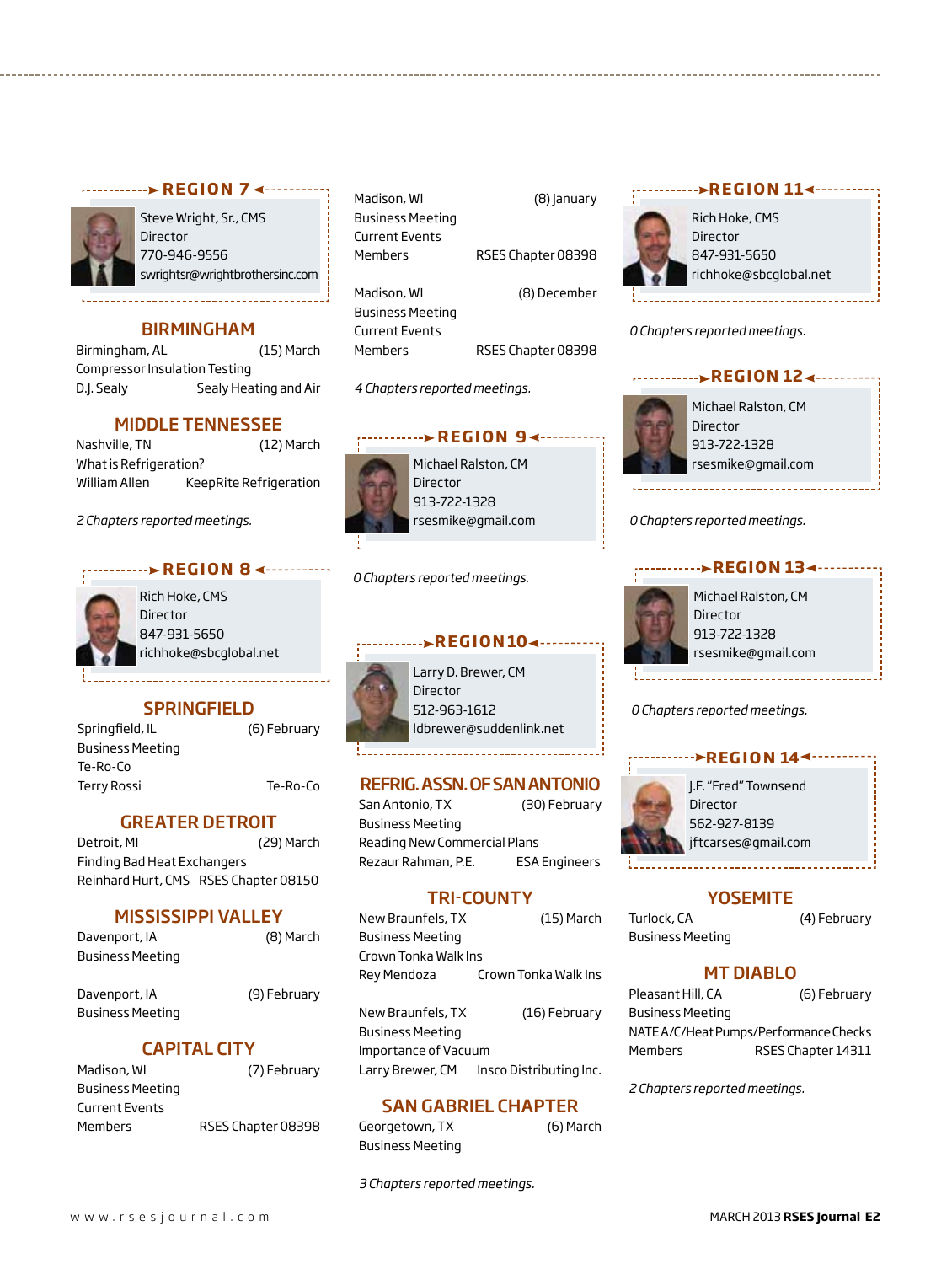## REGION 7

Steve Wright, Sr., CMS
Director
770-946-9556
swrightsr@wrightbrothersinc.com

### BIRMINGHAM

Birmingham, AL (15) March
Compressor Insulation Testing
D.J. Sealy Sealy Heating and Air

### MIDDLE TENNESSEE

Nashville, TN (12) March
What is Refrigeration?
William Allen KeepRite Refrigeration

*2 Chapters reported meetings.*

## REGION 8

Rich Hoke, CMS
Director
847-931-5650
richhoke@sbcglobal.net

### SPRINGFIELD

Springfield, IL (6) February
Business Meeting
Te-Ro-Co
Terry Rossi Te-Ro-Co

### GREATER DETROIT

Detroit, MI (29) March
Finding Bad Heat Exchangers
Reinhard Hurt, CMS RSES Chapter 08150

### MISSISSIPPI VALLEY

Davenport, IA (8) March
Business Meeting

Davenport, IA (9) February
Business Meeting

### CAPITAL CITY

Madison, WI (7) February
Business Meeting
Current Events
Members RSES Chapter 08398

Madison, WI (8) January
Business Meeting
Current Events
Members RSES Chapter 08398

Madison, WI (8) December
Business Meeting
Current Events
Members RSES Chapter 08398

*4 Chapters reported meetings.*

## REGION 9

Michael Ralston, CM
Director
913-722-1328
rsesmike@gmail.com

*0 Chapters reported meetings.*

## REGION 10

Larry D. Brewer, CM
Director
512-963-1612
ldbrewer@suddenlink.net

### REFRIG. ASSN. OF SAN ANTONIO

San Antonio, TX (30) February
Business Meeting
Reading New Commercial Plans
Rezaur Rahman, P.E. ESA Engineers

### TRI-COUNTY

New Braunfels, TX (15) March
Business Meeting
Crown Tonka Walk Ins
Rey Mendoza Crown Tonka Walk Ins

New Braunfels, TX (16) February
Business Meeting
Importance of Vacuum
Larry Brewer, CM Insco Distributing Inc.

### SAN GABRIEL CHAPTER

Georgetown, TX (6) March
Business Meeting

*3 Chapters reported meetings.*

## REGION 11

Rich Hoke, CMS
Director
847-931-5650
richhoke@sbcglobal.net

*0 Chapters reported meetings.*

## REGION 12

Michael Ralston, CM
Director
913-722-1328
rsesmike@gmail.com

*0 Chapters reported meetings.*

## REGION 13

Michael Ralston, CM
Director
913-722-1328
rsesmike@gmail.com

*0 Chapters reported meetings.*

## REGION 14

J.F. "Fred" Townsend
Director
562-927-8139
jftcarses@gmail.com

### YOSEMITE

Turlock, CA (4) February
Business Meeting

### MT DIABLO

Pleasant Hill, CA (6) February
Business Meeting
NATE A/C/Heat Pumps/Performance Checks
Members RSES Chapter 14311

*2 Chapters reported meetings.*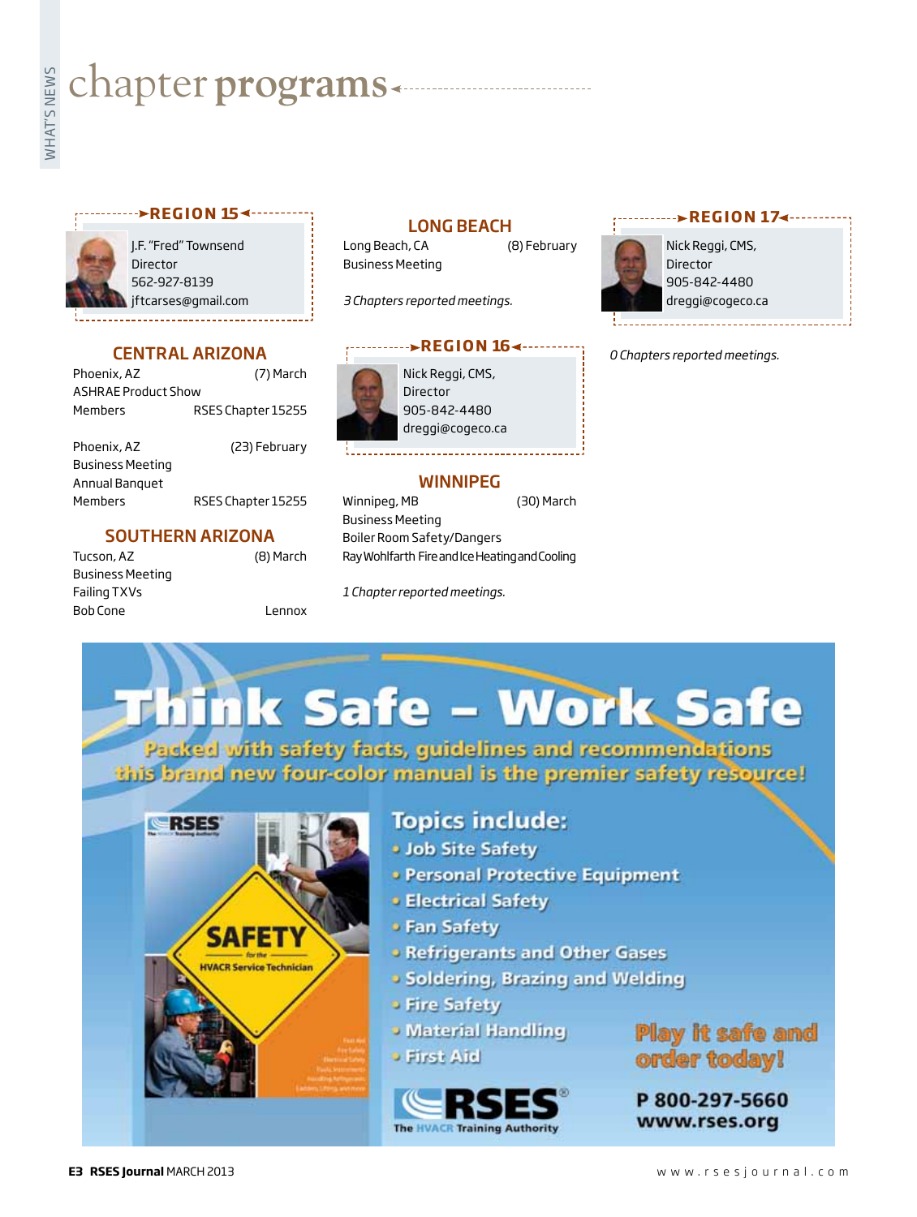# chapter programs

## REGION 15

J.F. "Fred" Townsend
Director
562-927-8139
jftcarses@gmail.com

### CENTRAL ARIZONA

Phoenix, AZ (7) March
ASHRAE Product Show
Members RSES Chapter 15255

Phoenix, AZ (23) February
Business Meeting
Annual Banquet
Members RSES Chapter 15255

### SOUTHERN ARIZONA

Tucson, AZ (8) March
Business Meeting
Failing TXVs
Bob Cone Lennox

### LONG BEACH

Long Beach, CA (8) February
Business Meeting

*3 Chapters reported meetings.*

## REGION 16

Nick Reggi, CMS,
Director
905-842-4480
dreggi@cogeco.ca

### WINNIPEG

Winnipeg, MB (30) March
Business Meeting
Boiler Room Safety/Dangers
Ray Wohlfarth Fire and Ice Heating and Cooling

*1 Chapter reported meetings.*

## REGION 17

Nick Reggi, CMS,
Director
905-842-4480
dreggi@cogeco.ca

*0 Chapters reported meetings.*

# Think Safe – Work Safe

Packed with safety facts, guidelines and recommendations this brand new four-color manual is the premier safety resource!

SAFETY for the HVACR Service Technician

**Topics include:**

- Job Site Safety
- Personal Protective Equipment
- Electrical Safety
- Fan Safety
- Refrigerants and Other Gases
- Soldering, Brazing and Welding
- Fire Safety
- Material Handling
- First Aid

Play it safe and order today!

RSES The HVACR Training Authority

P 800-297-5660
www.rses.org